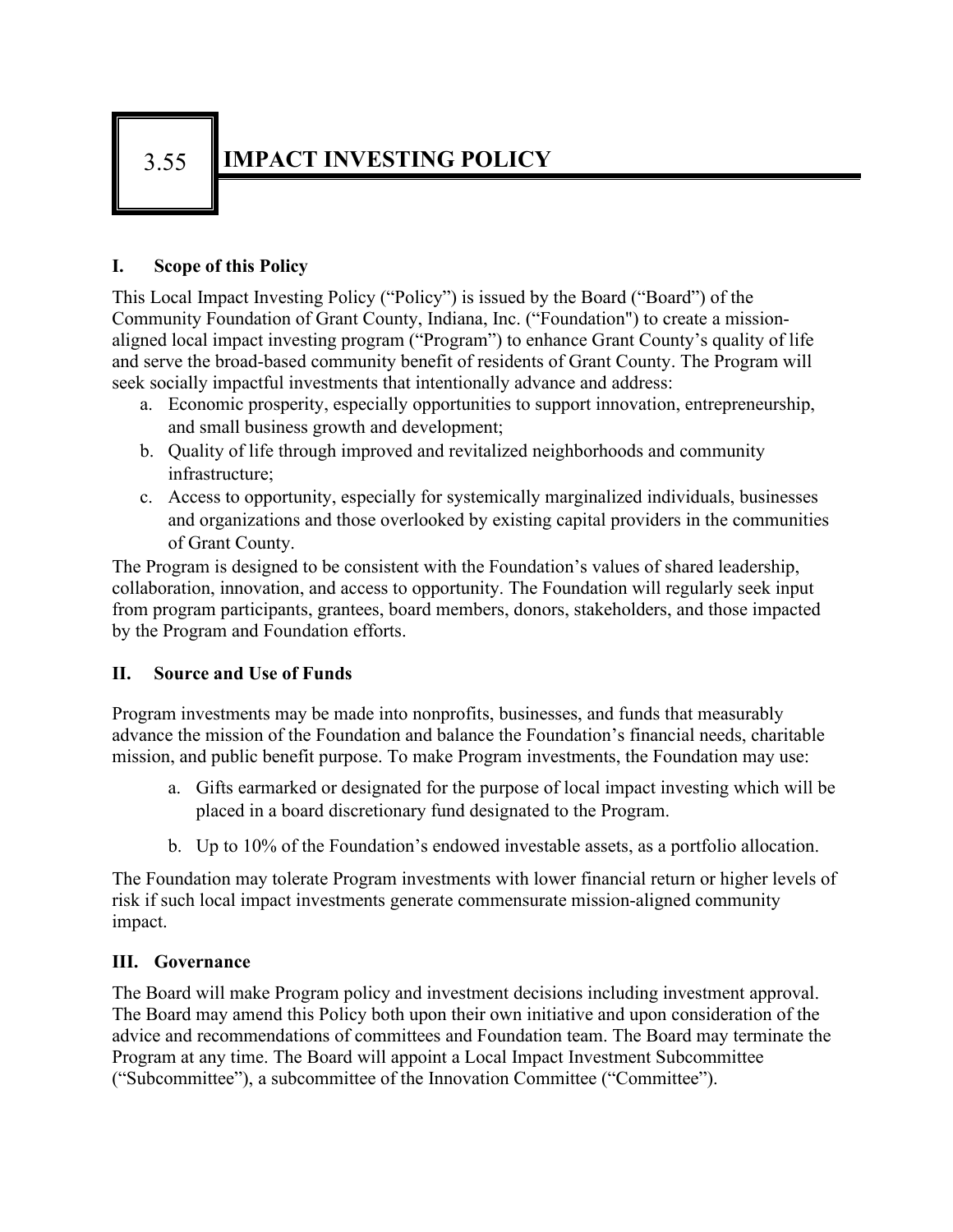# 3.55 IMPACT INVESTING POLICY

## I. Scope of this Policy

This Local Impact Investing Policy ("Policy") is issued by the Board ("Board") of the Community Foundation of Grant County, Indiana, Inc. ("Foundation") to create a mission-aligned local impact investing program ("Program") to enhance Grant County's quality of life and serve the broad-based community benefit of residents of Grant County. The Program will seek socially impactful investments that intentionally advance and address:

a. Economic prosperity, especially opportunities to support innovation, entrepreneurship, and small business growth and development;
b. Quality of life through improved and revitalized neighborhoods and community infrastructure;
c. Access to opportunity, especially for systemically marginalized individuals, businesses and organizations and those overlooked by existing capital providers in the communities of Grant County.

The Program is designed to be consistent with the Foundation's values of shared leadership, collaboration, innovation, and access to opportunity. The Foundation will regularly seek input from program participants, grantees, board members, donors, stakeholders, and those impacted by the Program and Foundation efforts.

## II. Source and Use of Funds

Program investments may be made into nonprofits, businesses, and funds that measurably advance the mission of the Foundation and balance the Foundation's financial needs, charitable mission, and public benefit purpose. To make Program investments, the Foundation may use:

a. Gifts earmarked or designated for the purpose of local impact investing which will be placed in a board discretionary fund designated to the Program.

b. Up to 10% of the Foundation's endowed investable assets, as a portfolio allocation.

The Foundation may tolerate Program investments with lower financial return or higher levels of risk if such local impact investments generate commensurate mission-aligned community impact.

## III. Governance

The Board will make Program policy and investment decisions including investment approval. The Board may amend this Policy both upon their own initiative and upon consideration of the advice and recommendations of committees and Foundation team. The Board may terminate the Program at any time. The Board will appoint a Local Impact Investment Subcommittee ("Subcommittee"), a subcommittee of the Innovation Committee ("Committee").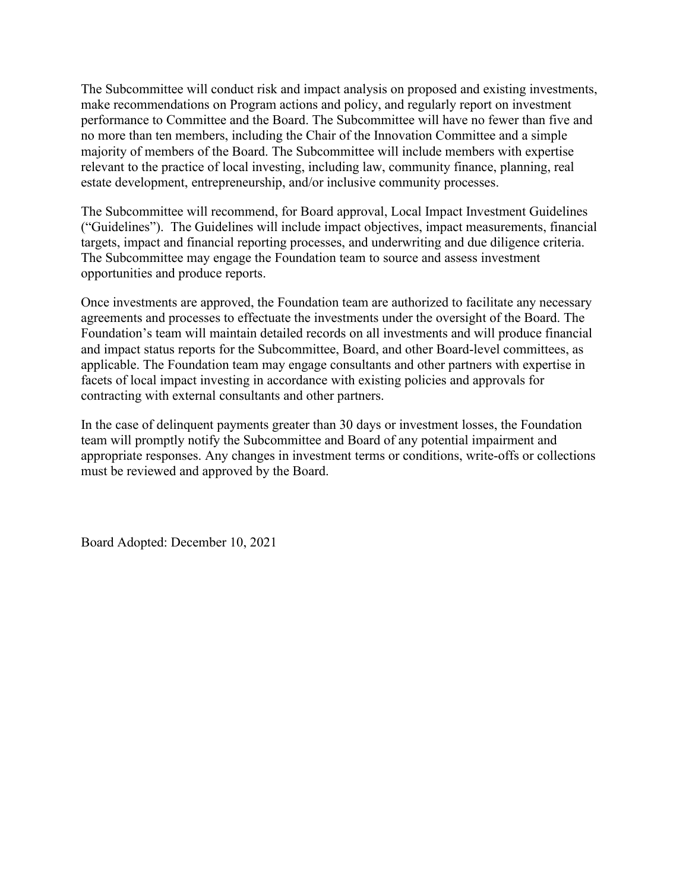The Subcommittee will conduct risk and impact analysis on proposed and existing investments, make recommendations on Program actions and policy, and regularly report on investment performance to Committee and the Board. The Subcommittee will have no fewer than five and no more than ten members, including the Chair of the Innovation Committee and a simple majority of members of the Board. The Subcommittee will include members with expertise relevant to the practice of local investing, including law, community finance, planning, real estate development, entrepreneurship, and/or inclusive community processes.

The Subcommittee will recommend, for Board approval, Local Impact Investment Guidelines ("Guidelines"). The Guidelines will include impact objectives, impact measurements, financial targets, impact and financial reporting processes, and underwriting and due diligence criteria. The Subcommittee may engage the Foundation team to source and assess investment opportunities and produce reports.

Once investments are approved, the Foundation team are authorized to facilitate any necessary agreements and processes to effectuate the investments under the oversight of the Board. The Foundation's team will maintain detailed records on all investments and will produce financial and impact status reports for the Subcommittee, Board, and other Board-level committees, as applicable. The Foundation team may engage consultants and other partners with expertise in facets of local impact investing in accordance with existing policies and approvals for contracting with external consultants and other partners.

In the case of delinquent payments greater than 30 days or investment losses, the Foundation team will promptly notify the Subcommittee and Board of any potential impairment and appropriate responses. Any changes in investment terms or conditions, write-offs or collections must be reviewed and approved by the Board.

Board Adopted: December 10, 2021